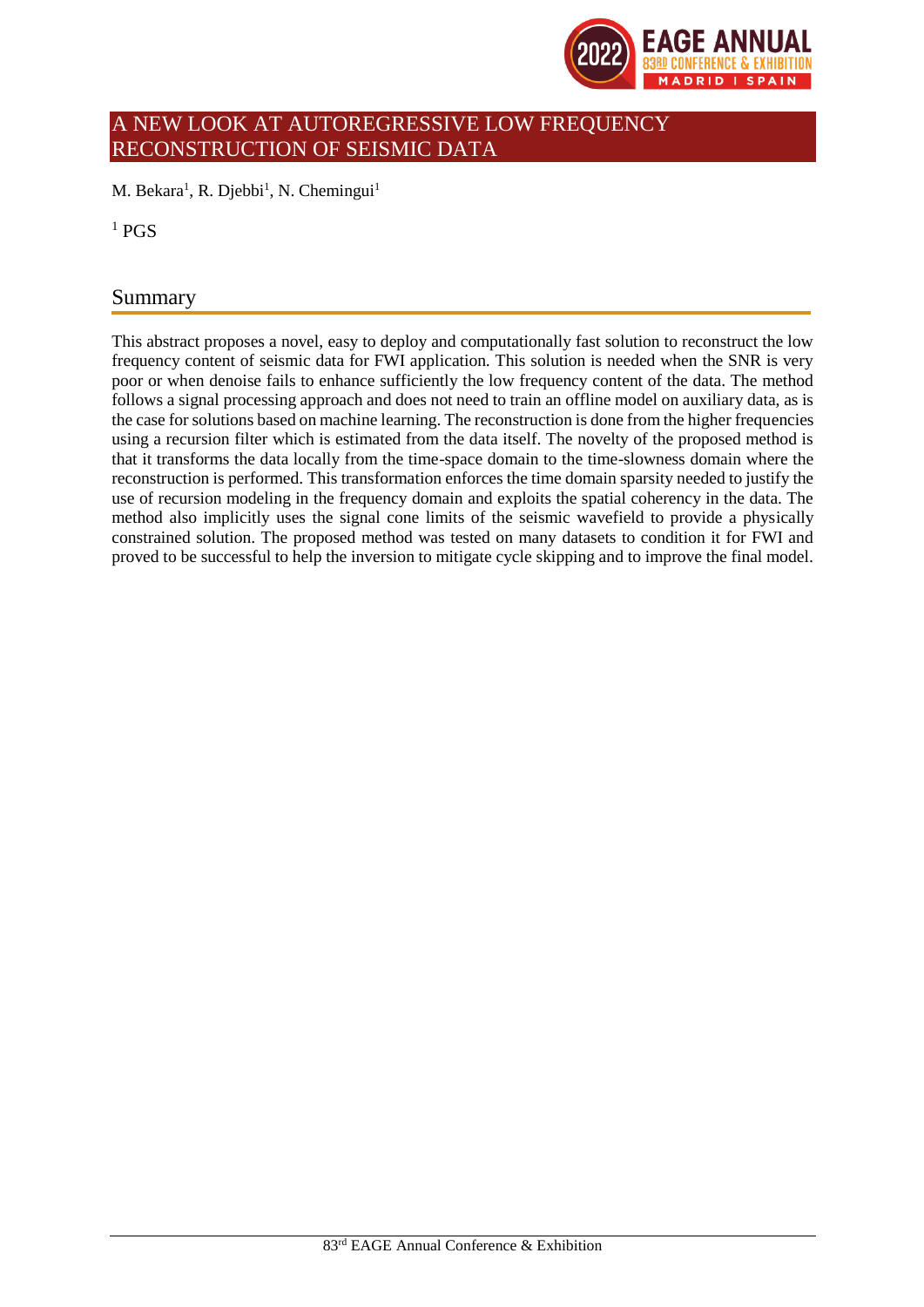# A NEW LOOK AT AUTOREGRESSIVE LOW FREQUENCY RECONSTRUCTION OF SEISMIC DATA

M. Bekara[1], R. Djebbi[1], N. Chemingui[1]

[1] PGS

## Summary

This abstract proposes a novel, easy to deploy and computationally fast solution to reconstruct the low frequency content of seismic data for FWI application. This solution is needed when the SNR is very poor or when denoise fails to enhance sufficiently the low frequency content of the data. The method follows a signal processing approach and does not need to train an offline model on auxiliary data, as is the case for solutions based on machine learning. The reconstruction is done from the higher frequencies using a recursion filter which is estimated from the data itself. The novelty of the proposed method is that it transforms the data locally from the time-space domain to the time-slowness domain where the reconstruction is performed. This transformation enforces the time domain sparsity needed to justify the use of recursion modeling in the frequency domain and exploits the spatial coherency in the data. The method also implicitly uses the signal cone limits of the seismic wavefield to provide a physically constrained solution. The proposed method was tested on many datasets to condition it for FWI and proved to be successful to help the inversion to mitigate cycle skipping and to improve the final model.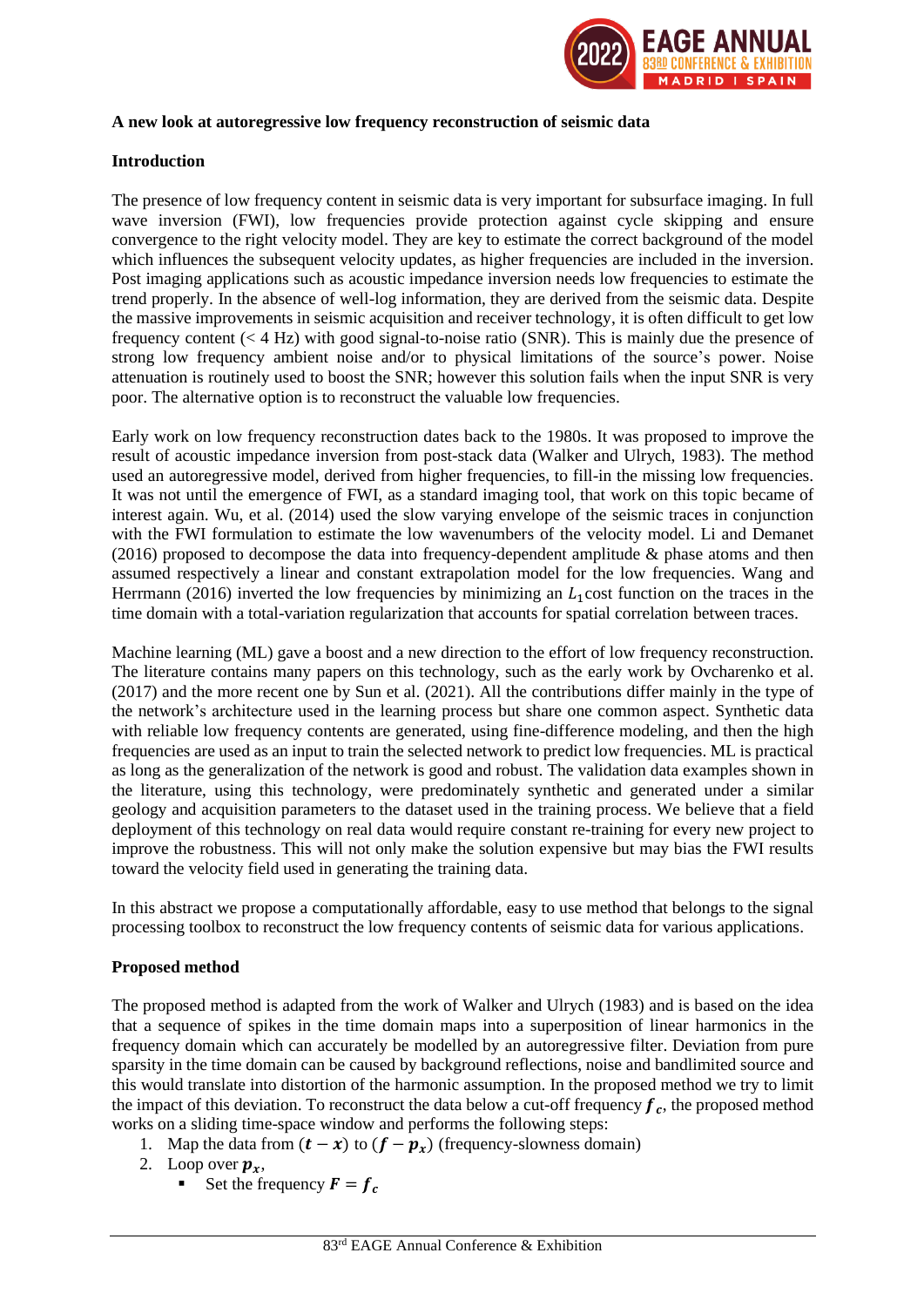**A new look at autoregressive low frequency reconstruction of seismic data**

**Introduction**

The presence of low frequency content in seismic data is very important for subsurface imaging. In full wave inversion (FWI), low frequencies provide protection against cycle skipping and ensure convergence to the right velocity model. They are key to estimate the correct background of the model which influences the subsequent velocity updates, as higher frequencies are included in the inversion. Post imaging applications such as acoustic impedance inversion needs low frequencies to estimate the trend properly. In the absence of well-log information, they are derived from the seismic data. Despite the massive improvements in seismic acquisition and receiver technology, it is often difficult to get low frequency content (< 4 Hz) with good signal-to-noise ratio (SNR). This is mainly due the presence of strong low frequency ambient noise and/or to physical limitations of the source's power. Noise attenuation is routinely used to boost the SNR; however this solution fails when the input SNR is very poor. The alternative option is to reconstruct the valuable low frequencies.

Early work on low frequency reconstruction dates back to the 1980s. It was proposed to improve the result of acoustic impedance inversion from post-stack data (Walker and Ulrych, 1983). The method used an autoregressive model, derived from higher frequencies, to fill-in the missing low frequencies. It was not until the emergence of FWI, as a standard imaging tool, that work on this topic became of interest again. Wu, et al. (2014) used the slow varying envelope of the seismic traces in conjunction with the FWI formulation to estimate the low wavenumbers of the velocity model. Li and Demanet (2016) proposed to decompose the data into frequency-dependent amplitude & phase atoms and then assumed respectively a linear and constant extrapolation model for the low frequencies. Wang and Herrmann (2016) inverted the low frequencies by minimizing an $L_1$ cost function on the traces in the time domain with a total-variation regularization that accounts for spatial correlation between traces.

Machine learning (ML) gave a boost and a new direction to the effort of low frequency reconstruction. The literature contains many papers on this technology, such as the early work by Ovcharenko et al. (2017) and the more recent one by Sun et al. (2021). All the contributions differ mainly in the type of the network's architecture used in the learning process but share one common aspect. Synthetic data with reliable low frequency contents are generated, using fine-difference modeling, and then the high frequencies are used as an input to train the selected network to predict low frequencies. ML is practical as long as the generalization of the network is good and robust. The validation data examples shown in the literature, using this technology, were predominately synthetic and generated under a similar geology and acquisition parameters to the dataset used in the training process. We believe that a field deployment of this technology on real data would require constant re-training for every new project to improve the robustness. This will not only make the solution expensive but may bias the FWI results toward the velocity field used in generating the training data.

In this abstract we propose a computationally affordable, easy to use method that belongs to the signal processing toolbox to reconstruct the low frequency contents of seismic data for various applications.

**Proposed method**

The proposed method is adapted from the work of Walker and Ulrych (1983) and is based on the idea that a sequence of spikes in the time domain maps into a superposition of linear harmonics in the frequency domain which can accurately be modelled by an autoregressive filter. Deviation from pure sparsity in the time domain can be caused by background reflections, noise and bandlimited source and this would translate into distortion of the harmonic assumption. In the proposed method we try to limit the impact of this deviation. To reconstruct the data below a cut-off frequency $\boldsymbol{f_c}$, the proposed method works on a sliding time-space window and performs the following steps:

1. Map the data from $(\boldsymbol{t} - \boldsymbol{x})$ to $(\boldsymbol{f} - \boldsymbol{p_x})$ (frequency-slowness domain)
2. Loop over $\boldsymbol{p_x}$,
   - Set the frequency $\boldsymbol{F} = \boldsymbol{f_c}$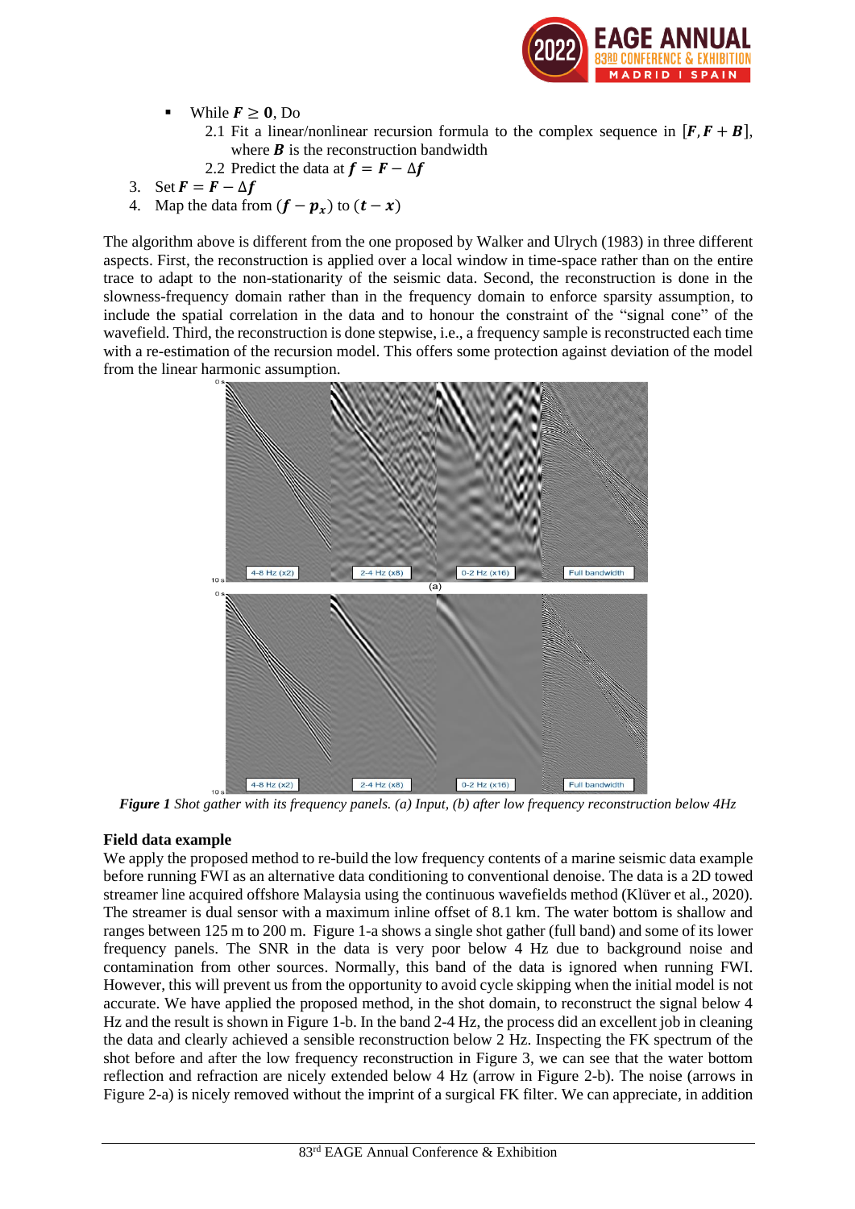- While $\boldsymbol{F} \geq \mathbf{0}$, Do
  - 2.1 Fit a linear/nonlinear recursion formula to the complex sequence in $[\boldsymbol{F}, \boldsymbol{F} + \boldsymbol{B}]$, where $\boldsymbol{B}$ is the reconstruction bandwidth
  - 2.2 Predict the data at $\boldsymbol{f} = \boldsymbol{F} - \Delta \boldsymbol{f}$

3. Set $\boldsymbol{F} = \boldsymbol{F} - \Delta \boldsymbol{f}$
4. Map the data from $(\boldsymbol{f} - \boldsymbol{p_x})$ to $(\boldsymbol{t} - \boldsymbol{x})$

The algorithm above is different from the one proposed by Walker and Ulrych (1983) in three different aspects. First, the reconstruction is applied over a local window in time-space rather than on the entire trace to adapt to the non-stationarity of the seismic data. Second, the reconstruction is done in the slowness-frequency domain rather than in the frequency domain to enforce sparsity assumption, to include the spatial correlation in the data and to honour the constraint of the "signal cone" of the wavefield. Third, the reconstruction is done stepwise, i.e., a frequency sample is reconstructed each time with a re-estimation of the recursion model. This offers some protection against deviation of the model from the linear harmonic assumption.

***Figure 1*** *Shot gather with its frequency panels. (a) Input, (b) after low frequency reconstruction below 4Hz*

## Field data example

We apply the proposed method to re-build the low frequency contents of a marine seismic data example before running FWI as an alternative data conditioning to conventional denoise. The data is a 2D towed streamer line acquired offshore Malaysia using the continuous wavefields method (Klüver et al., 2020). The streamer is dual sensor with a maximum inline offset of 8.1 km. The water bottom is shallow and ranges between 125 m to 200 m. Figure 1-a shows a single shot gather (full band) and some of its lower frequency panels. The SNR in the data is very poor below 4 Hz due to background noise and contamination from other sources. Normally, this band of the data is ignored when running FWI. However, this will prevent us from the opportunity to avoid cycle skipping when the initial model is not accurate. We have applied the proposed method, in the shot domain, to reconstruct the signal below 4 Hz and the result is shown in Figure 1-b. In the band 2-4 Hz, the process did an excellent job in cleaning the data and clearly achieved a sensible reconstruction below 2 Hz. Inspecting the FK spectrum of the shot before and after the low frequency reconstruction in Figure 3, we can see that the water bottom reflection and refraction are nicely extended below 4 Hz (arrow in Figure 2-b). The noise (arrows in Figure 2-a) is nicely removed without the imprint of a surgical FK filter. We can appreciate, in addition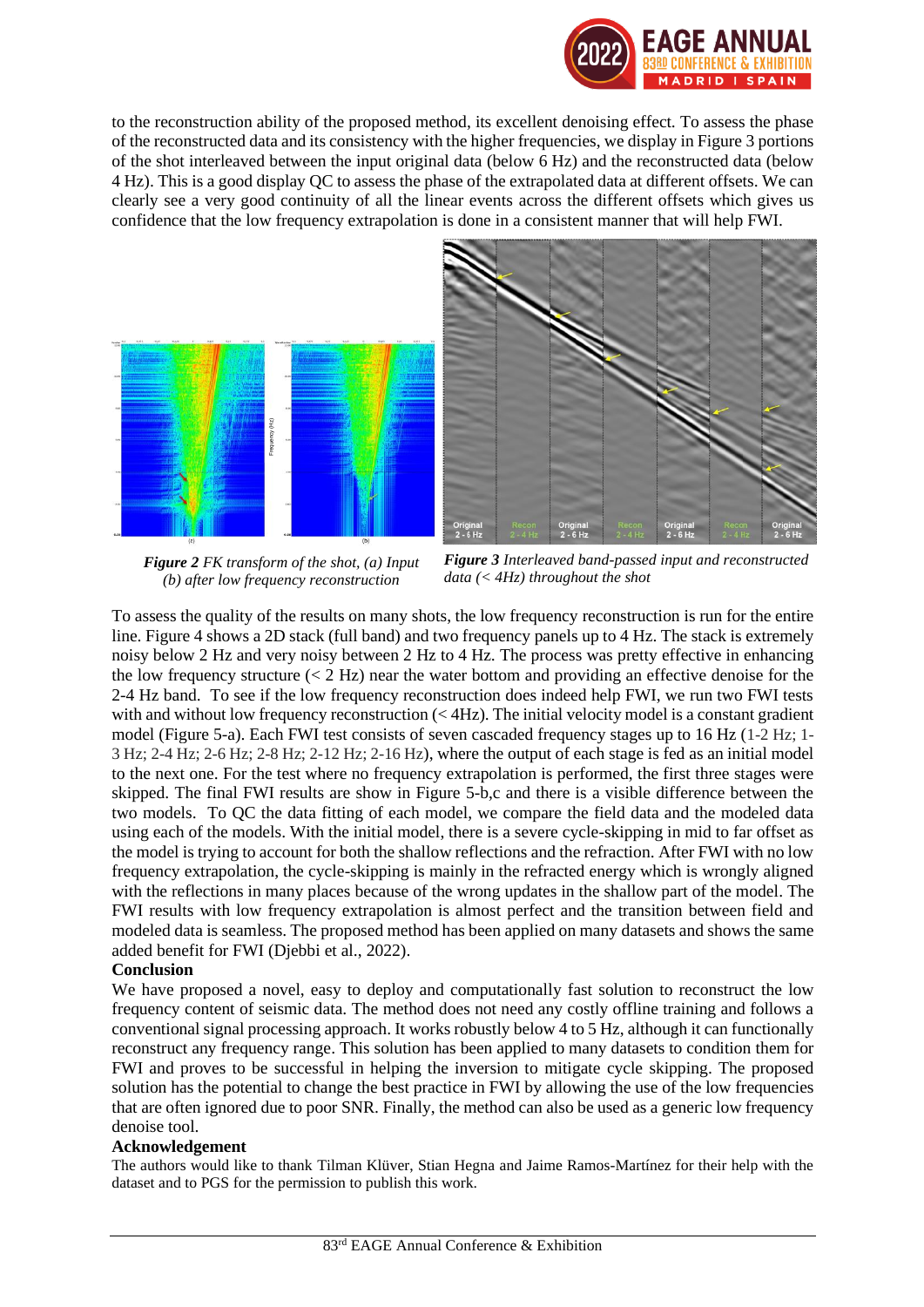to the reconstruction ability of the proposed method, its excellent denoising effect. To assess the phase of the reconstructed data and its consistency with the higher frequencies, we display in Figure 3 portions of the shot interleaved between the input original data (below 6 Hz) and the reconstructed data (below 4 Hz). This is a good display QC to assess the phase of the extrapolated data at different offsets. We can clearly see a very good continuity of all the linear events across the different offsets which gives us confidence that the low frequency extrapolation is done in a consistent manner that will help FWI.

***Figure 2*** *FK transform of the shot, (a) Input (b) after low frequency reconstruction*

***Figure 3*** *Interleaved band-passed input and reconstructed data (< 4Hz) throughout the shot*

To assess the quality of the results on many shots, the low frequency reconstruction is run for the entire line. Figure 4 shows a 2D stack (full band) and two frequency panels up to 4 Hz. The stack is extremely noisy below 2 Hz and very noisy between 2 Hz to 4 Hz. The process was pretty effective in enhancing the low frequency structure (< 2 Hz) near the water bottom and providing an effective denoise for the 2-4 Hz band. To see if the low frequency reconstruction does indeed help FWI, we run two FWI tests with and without low frequency reconstruction (< 4Hz). The initial velocity model is a constant gradient model (Figure 5-a). Each FWI test consists of seven cascaded frequency stages up to 16 Hz (1-2 Hz; 1-3 Hz; 2-4 Hz; 2-6 Hz; 2-8 Hz; 2-12 Hz; 2-16 Hz), where the output of each stage is fed as an initial model to the next one. For the test where no frequency extrapolation is performed, the first three stages were skipped. The final FWI results are show in Figure 5-b,c and there is a visible difference between the two models. To QC the data fitting of each model, we compare the field data and the modeled data using each of the models. With the initial model, there is a severe cycle-skipping in mid to far offset as the model is trying to account for both the shallow reflections and the refraction. After FWI with no low frequency extrapolation, the cycle-skipping is mainly in the refracted energy which is wrongly aligned with the reflections in many places because of the wrong updates in the shallow part of the model. The FWI results with low frequency extrapolation is almost perfect and the transition between field and modeled data is seamless. The proposed method has been applied on many datasets and shows the same added benefit for FWI (Djebbi et al., 2022).

**Conclusion**

We have proposed a novel, easy to deploy and computationally fast solution to reconstruct the low frequency content of seismic data. The method does not need any costly offline training and follows a conventional signal processing approach. It works robustly below 4 to 5 Hz, although it can functionally reconstruct any frequency range. This solution has been applied to many datasets to condition them for FWI and proves to be successful in helping the inversion to mitigate cycle skipping. The proposed solution has the potential to change the best practice in FWI by allowing the use of the low frequencies that are often ignored due to poor SNR. Finally, the method can also be used as a generic low frequency denoise tool.

**Acknowledgement**

The authors would like to thank Tilman Klüver, Stian Hegna and Jaime Ramos-Martínez for their help with the dataset and to PGS for the permission to publish this work.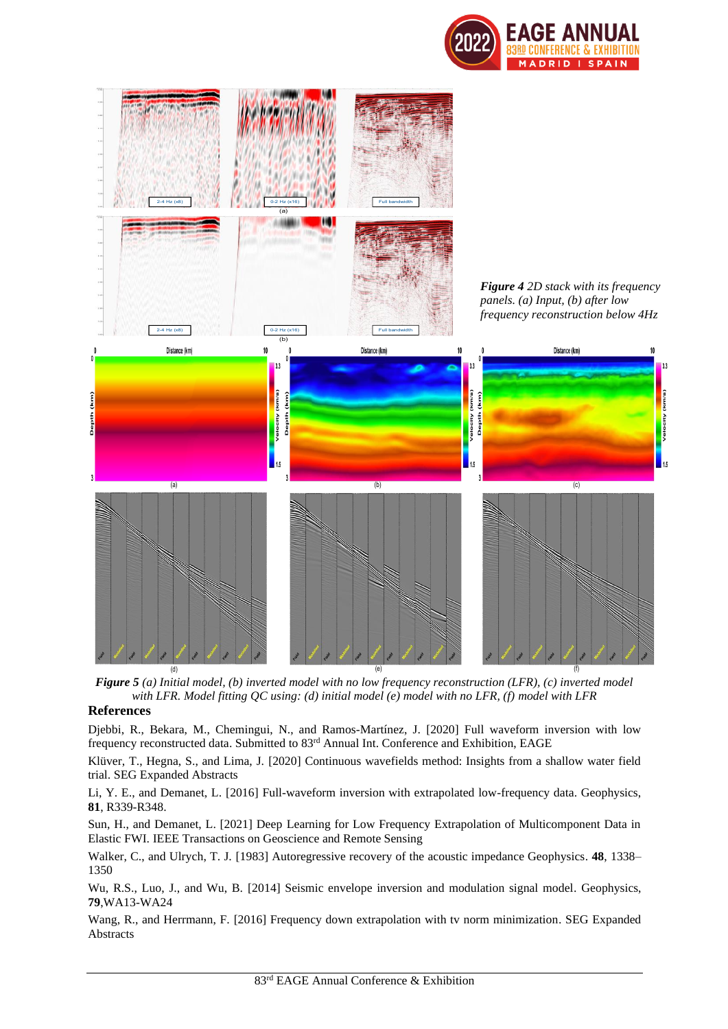2-4 Hz (x8)

0-2 Hz (x16)

Full bandwidth

(a)

2-4 Hz (x8)

0-2 Hz (x16)

Full bandwidth

(b)

***Figure 4*** *2D stack with its frequency panels. (a) Input, (b) after low frequency reconstruction below 4Hz*

Distance (km)

Depth (km)

Velocity (km/s)

(a)

(b)

(c)

(d)

(e)

(f)

***Figure 5*** *(a) Initial model, (b) inverted model with no low frequency reconstruction (LFR), (c) inverted model with LFR. Model fitting QC using: (d) initial model (e) model with no LFR, (f) model with LFR*

## References

Djebbi, R., Bekara, M., Chemingui, N., and Ramos-Martínez, J. [2020] Full waveform inversion with low frequency reconstructed data. Submitted to 83rd Annual Int. Conference and Exhibition, EAGE

Klüver, T., Hegna, S., and Lima, J. [2020] Continuous wavefields method: Insights from a shallow water field trial. SEG Expanded Abstracts

Li, Y. E., and Demanet, L. [2016] Full-waveform inversion with extrapolated low-frequency data. Geophysics, **81**, R339-R348.

Sun, H., and Demanet, L. [2021] Deep Learning for Low Frequency Extrapolation of Multicomponent Data in Elastic FWI. IEEE Transactions on Geoscience and Remote Sensing

Walker, C., and Ulrych, T. J. [1983] Autoregressive recovery of the acoustic impedance Geophysics. **48**, 1338–1350

Wu, R.S., Luo, J., and Wu, B. [2014] Seismic envelope inversion and modulation signal model. Geophysics, **79**,WA13-WA24

Wang, R., and Herrmann, F. [2016] Frequency down extrapolation with tv norm minimization. SEG Expanded Abstracts